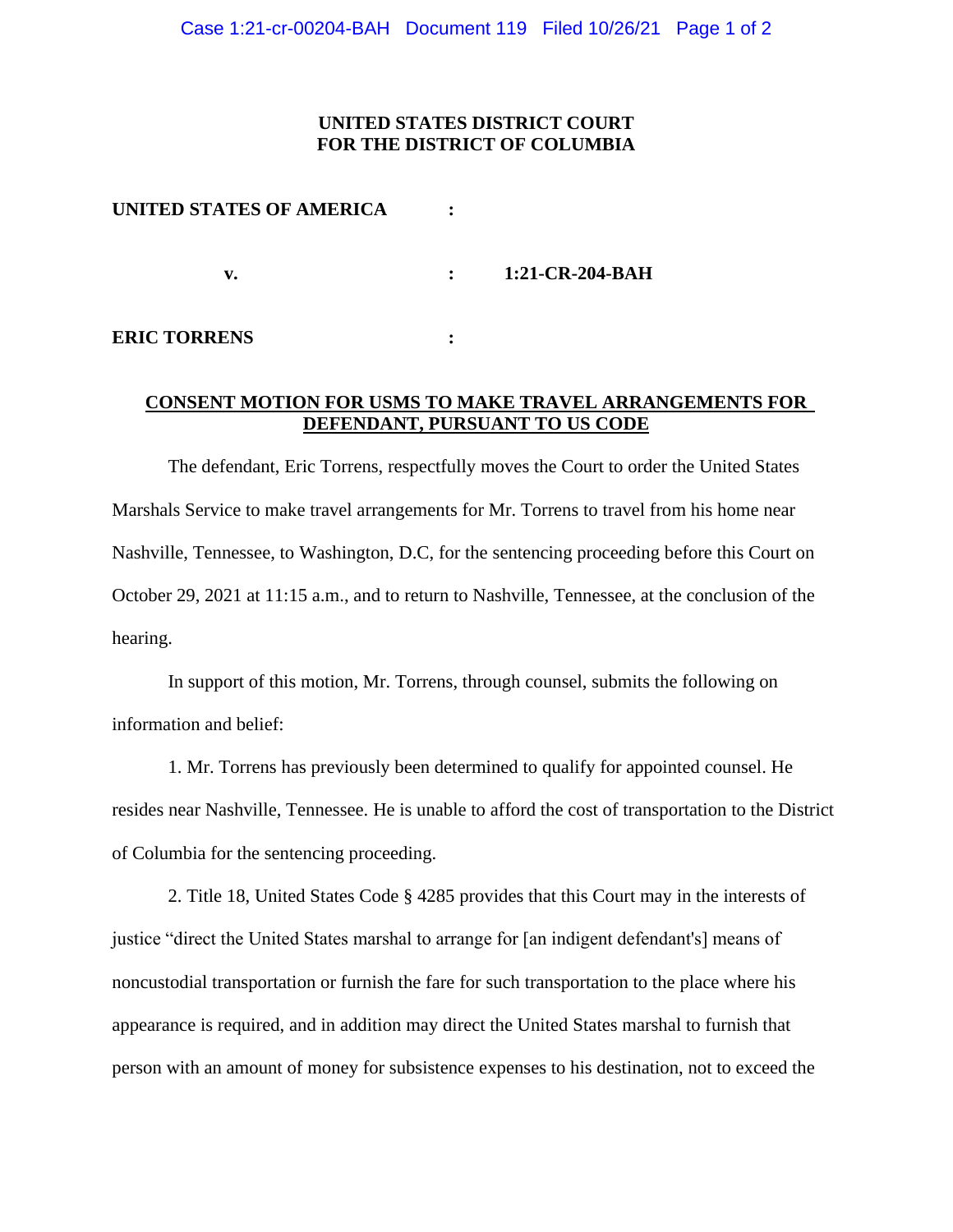**UNITED STATES DISTRICT COURT**
**FOR THE DISTRICT OF COLUMBIA**

**UNITED STATES OF AMERICA** :

**v.** : **1:21-CR-204-BAH**

**ERIC TORRENS** :

**CONSENT MOTION FOR USMS TO MAKE TRAVEL ARRANGEMENTS FOR DEFENDANT, PURSUANT TO US CODE**

The defendant, Eric Torrens, respectfully moves the Court to order the United States Marshals Service to make travel arrangements for Mr. Torrens to travel from his home near Nashville, Tennessee, to Washington, D.C, for the sentencing proceeding before this Court on October 29, 2021 at 11:15 a.m., and to return to Nashville, Tennessee, at the conclusion of the hearing.

In support of this motion, Mr. Torrens, through counsel, submits the following on information and belief:

1. Mr. Torrens has previously been determined to qualify for appointed counsel. He resides near Nashville, Tennessee. He is unable to afford the cost of transportation to the District of Columbia for the sentencing proceeding.

2. Title 18, United States Code § 4285 provides that this Court may in the interests of justice "direct the United States marshal to arrange for [an indigent defendant's] means of noncustodial transportation or furnish the fare for such transportation to the place where his appearance is required, and in addition may direct the United States marshal to furnish that person with an amount of money for subsistence expenses to his destination, not to exceed the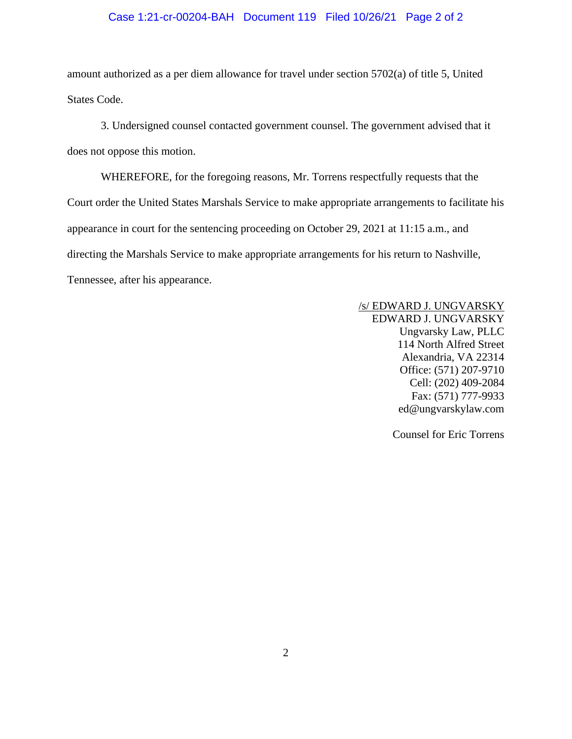amount authorized as a per diem allowance for travel under section 5702(a) of title 5, United States Code.

3. Undersigned counsel contacted government counsel. The government advised that it does not oppose this motion.

WHEREFORE, for the foregoing reasons, Mr. Torrens respectfully requests that the Court order the United States Marshals Service to make appropriate arrangements to facilitate his appearance in court for the sentencing proceeding on October 29, 2021 at 11:15 a.m., and directing the Marshals Service to make appropriate arrangements for his return to Nashville, Tennessee, after his appearance.

/s/ EDWARD J. UNGVARSKY
EDWARD J. UNGVARSKY
Ungvarsky Law, PLLC
114 North Alfred Street
Alexandria, VA 22314
Office: (571) 207-9710
Cell: (202) 409-2084
Fax: (571) 777-9933
ed@ungvarskylaw.com

Counsel for Eric Torrens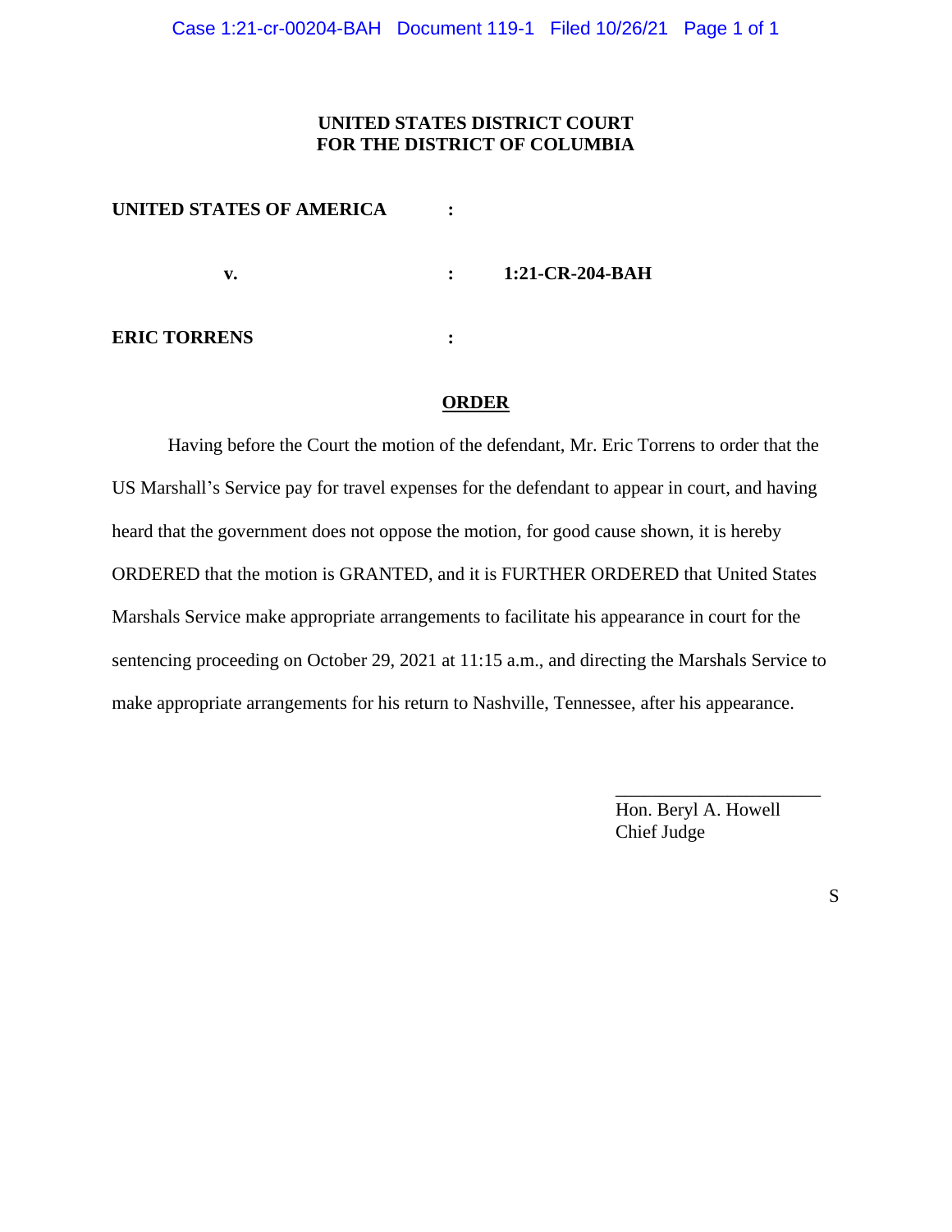**UNITED STATES DISTRICT COURT**
**FOR THE DISTRICT OF COLUMBIA**

| | | |
|---|---|---|
| **UNITED STATES OF AMERICA** | : | |
| **v.** | : | **1:21-CR-204-BAH** |
| **ERIC TORRENS** | : | |

**ORDER**

Having before the Court the motion of the defendant, Mr. Eric Torrens to order that the US Marshall's Service pay for travel expenses for the defendant to appear in court, and having heard that the government does not oppose the motion, for good cause shown, it is hereby ORDERED that the motion is GRANTED, and it is FURTHER ORDERED that United States Marshals Service make appropriate arrangements to facilitate his appearance in court for the sentencing proceeding on October 29, 2021 at 11:15 a.m., and directing the Marshals Service to make appropriate arrangements for his return to Nashville, Tennessee, after his appearance.

\_\_\_\_\_\_\_\_\_\_\_\_\_\_\_\_\_\_\_\_\_\_
Hon. Beryl A. Howell
Chief Judge

S